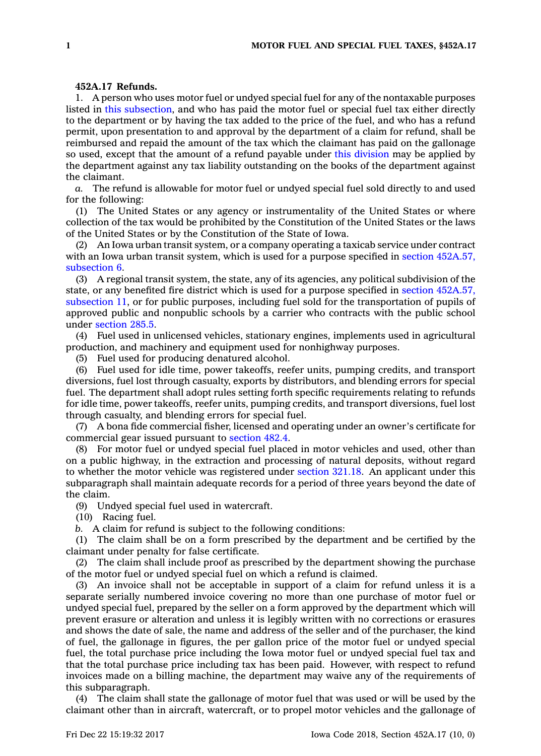**452A.17 Refunds.**

1. A person who uses motor fuel or undyed special fuel for any of the nontaxable purposes listed in this subsection, and who has paid the motor fuel or special fuel tax either directly to the department or by having the tax added to the price of the fuel, and who has a refund permit, upon presentation to and approval by the department of a claim for refund, shall be reimbursed and repaid the amount of the tax which the claimant has paid on the gallonage so used, except that the amount of a refund payable under this division may be applied by the department against any tax liability outstanding on the books of the department against the claimant.

*a.* The refund is allowable for motor fuel or undyed special fuel sold directly to and used for the following:

(1) The United States or any agency or instrumentality of the United States or where collection of the tax would be prohibited by the Constitution of the United States or the laws of the United States or by the Constitution of the State of Iowa.

(2) An Iowa urban transit system, or a company operating a taxicab service under contract with an Iowa urban transit system, which is used for a purpose specified in section 452A.57, subsection 6.

(3) A regional transit system, the state, any of its agencies, any political subdivision of the state, or any benefited fire district which is used for a purpose specified in section 452A.57, subsection 11, or for public purposes, including fuel sold for the transportation of pupils of approved public and nonpublic schools by a carrier who contracts with the public school under section 285.5.

(4) Fuel used in unlicensed vehicles, stationary engines, implements used in agricultural production, and machinery and equipment used for nonhighway purposes.

(5) Fuel used for producing denatured alcohol.

(6) Fuel used for idle time, power takeoffs, reefer units, pumping credits, and transport diversions, fuel lost through casualty, exports by distributors, and blending errors for special fuel. The department shall adopt rules setting forth specific requirements relating to refunds for idle time, power takeoffs, reefer units, pumping credits, and transport diversions, fuel lost through casualty, and blending errors for special fuel.

(7) A bona fide commercial fisher, licensed and operating under an owner's certificate for commercial gear issued pursuant to section 482.4.

(8) For motor fuel or undyed special fuel placed in motor vehicles and used, other than on a public highway, in the extraction and processing of natural deposits, without regard to whether the motor vehicle was registered under section 321.18. An applicant under this subparagraph shall maintain adequate records for a period of three years beyond the date of the claim.

(9) Undyed special fuel used in watercraft.

(10) Racing fuel.

*b.* A claim for refund is subject to the following conditions:

(1) The claim shall be on a form prescribed by the department and be certified by the claimant under penalty for false certificate.

(2) The claim shall include proof as prescribed by the department showing the purchase of the motor fuel or undyed special fuel on which a refund is claimed.

(3) An invoice shall not be acceptable in support of a claim for refund unless it is a separate serially numbered invoice covering no more than one purchase of motor fuel or undyed special fuel, prepared by the seller on a form approved by the department which will prevent erasure or alteration and unless it is legibly written with no corrections or erasures and shows the date of sale, the name and address of the seller and of the purchaser, the kind of fuel, the gallonage in figures, the per gallon price of the motor fuel or undyed special fuel, the total purchase price including the Iowa motor fuel or undyed special fuel tax and that the total purchase price including tax has been paid. However, with respect to refund invoices made on a billing machine, the department may waive any of the requirements of this subparagraph.

(4) The claim shall state the gallonage of motor fuel that was used or will be used by the claimant other than in aircraft, watercraft, or to propel motor vehicles and the gallonage of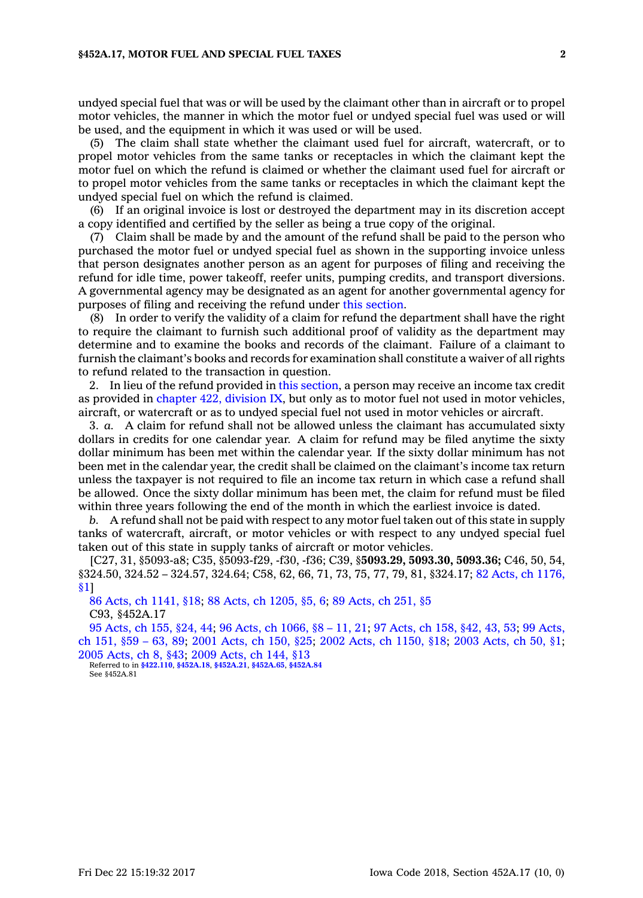undyed special fuel that was or will be used by the claimant other than in aircraft or to propel motor vehicles, the manner in which the motor fuel or undyed special fuel was used or will be used, and the equipment in which it was used or will be used.

(5) The claim shall state whether the claimant used fuel for aircraft, watercraft, or to propel motor vehicles from the same tanks or receptacles in which the claimant kept the motor fuel on which the refund is claimed or whether the claimant used fuel for aircraft or to propel motor vehicles from the same tanks or receptacles in which the claimant kept the undyed special fuel on which the refund is claimed.

(6) If an original invoice is lost or destroyed the department may in its discretion accept a copy identified and certified by the seller as being a true copy of the original.

(7) Claim shall be made by and the amount of the refund shall be paid to the person who purchased the motor fuel or undyed special fuel as shown in the supporting invoice unless that person designates another person as an agent for purposes of filing and receiving the refund for idle time, power takeoff, reefer units, pumping credits, and transport diversions. A governmental agency may be designated as an agent for another governmental agency for purposes of filing and receiving the refund under this section.

(8) In order to verify the validity of a claim for refund the department shall have the right to require the claimant to furnish such additional proof of validity as the department may determine and to examine the books and records of the claimant. Failure of a claimant to furnish the claimant's books and records for examination shall constitute a waiver of all rights to refund related to the transaction in question.

2. In lieu of the refund provided in this section, a person may receive an income tax credit as provided in chapter 422, division IX, but only as to motor fuel not used in motor vehicles, aircraft, or watercraft or as to undyed special fuel not used in motor vehicles or aircraft.

3. *a.* A claim for refund shall not be allowed unless the claimant has accumulated sixty dollars in credits for one calendar year. A claim for refund may be filed anytime the sixty dollar minimum has been met within the calendar year. If the sixty dollar minimum has not been met in the calendar year, the credit shall be claimed on the claimant's income tax return unless the taxpayer is not required to file an income tax return in which case a refund shall be allowed. Once the sixty dollar minimum has been met, the claim for refund must be filed within three years following the end of the month in which the earliest invoice is dated.

*b.* A refund shall not be paid with respect to any motor fuel taken out of this state in supply tanks of watercraft, aircraft, or motor vehicles or with respect to any undyed special fuel taken out of this state in supply tanks of aircraft or motor vehicles.

[C27, 31, §5093-a8; C35, §5093-f29, -f30, -f36; C39, §**5093.29, 5093.30, 5093.36;** C46, 50, 54, §324.50, 324.52 – 324.57, 324.64; C58, 62, 66, 71, 73, 75, 77, 79, 81, §324.17; 82 Acts, ch 1176, §1]

86 Acts, ch 1141, §18; 88 Acts, ch 1205, §5, 6; 89 Acts, ch 251, §5

C93, §452A.17

95 Acts, ch 155, §24, 44; 96 Acts, ch 1066, §8 – 11, 21; 97 Acts, ch 158, §42, 43, 53; 99 Acts, ch 151, §59 – 63, 89; 2001 Acts, ch 150, §25; 2002 Acts, ch 1150, §18; 2003 Acts, ch 50, §1; 2005 Acts, ch 8, §43; 2009 Acts, ch 144, §13

Referred to in **§422.110**, **§452A.18**, **§452A.21**, **§452A.65**, **§452A.84**

See §452A.81